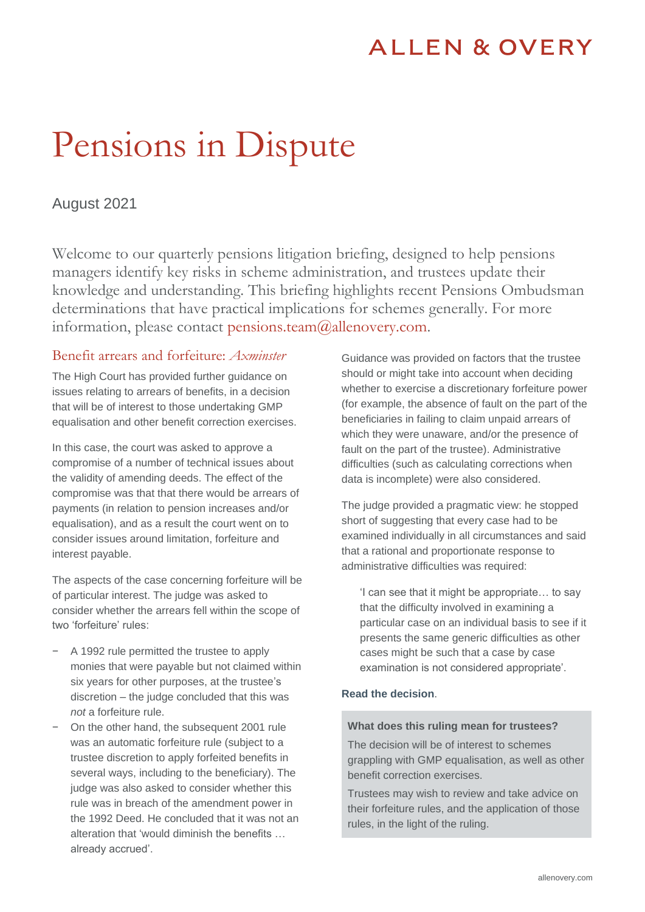ALLEN & OVERY

# Pensions in Dispute

August 2021

Welcome to our quarterly pensions litigation briefing, designed to help pensions managers identify key risks in scheme administration, and trustees update their knowledge and understanding. This briefing highlights recent Pensions Ombudsman determinations that have practical implications for schemes generally. For more information, please contact pensions.team@allenovery.com.

## Benefit arrears and forfeiture: *Axminster*

The High Court has provided further guidance on issues relating to arrears of benefits, in a decision that will be of interest to those undertaking GMP equalisation and other benefit correction exercises.

In this case, the court was asked to approve a compromise of a number of technical issues about the validity of amending deeds. The effect of the compromise was that that there would be arrears of payments (in relation to pension increases and/or equalisation), and as a result the court went on to consider issues around limitation, forfeiture and interest payable.

The aspects of the case concerning forfeiture will be of particular interest. The judge was asked to consider whether the arrears fell within the scope of two 'forfeiture' rules:

- A 1992 rule permitted the trustee to apply monies that were payable but not claimed within six years for other purposes, at the trustee's discretion – the judge concluded that this was *not* a forfeiture rule.
- On the other hand, the subsequent 2001 rule was an automatic forfeiture rule (subject to a trustee discretion to apply forfeited benefits in several ways, including to the beneficiary). The judge was also asked to consider whether this rule was in breach of the amendment power in the 1992 Deed. He concluded that it was not an alteration that 'would diminish the benefits … already accrued'.

Guidance was provided on factors that the trustee should or might take into account when deciding whether to exercise a discretionary forfeiture power (for example, the absence of fault on the part of the beneficiaries in failing to claim unpaid arrears of which they were unaware, and/or the presence of fault on the part of the trustee). Administrative difficulties (such as calculating corrections when data is incomplete) were also considered.

The judge provided a pragmatic view: he stopped short of suggesting that every case had to be examined individually in all circumstances and said that a rational and proportionate response to administrative difficulties was required:

> 'I can see that it might be appropriate… to say that the difficulty involved in examining a particular case on an individual basis to see if it presents the same generic difficulties as other cases might be such that a case by case examination is not considered appropriate'.

**Read the decision**.

**What does this ruling mean for trustees?**

The decision will be of interest to schemes grappling with GMP equalisation, as well as other benefit correction exercises.

Trustees may wish to review and take advice on their forfeiture rules, and the application of those rules, in the light of the ruling.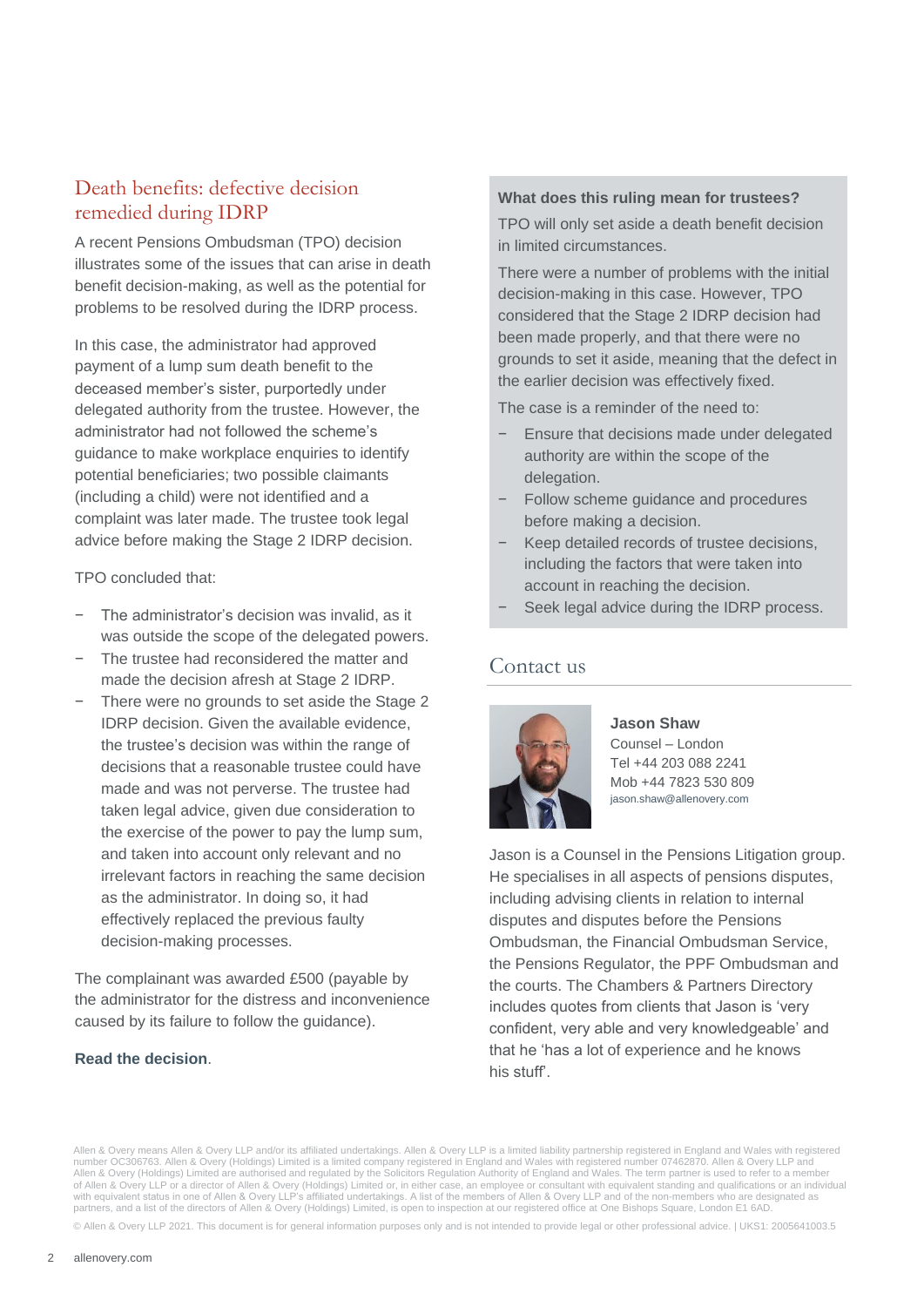## Death benefits: defective decision remedied during IDRP

A recent Pensions Ombudsman (TPO) decision illustrates some of the issues that can arise in death benefit decision-making, as well as the potential for problems to be resolved during the IDRP process.

In this case, the administrator had approved payment of a lump sum death benefit to the deceased member's sister, purportedly under delegated authority from the trustee. However, the administrator had not followed the scheme's guidance to make workplace enquiries to identify potential beneficiaries; two possible claimants (including a child) were not identified and a complaint was later made. The trustee took legal advice before making the Stage 2 IDRP decision.

TPO concluded that:

- The administrator's decision was invalid, as it was outside the scope of the delegated powers.
- The trustee had reconsidered the matter and made the decision afresh at Stage 2 IDRP.
- There were no grounds to set aside the Stage 2 IDRP decision. Given the available evidence, the trustee's decision was within the range of decisions that a reasonable trustee could have made and was not perverse. The trustee had taken legal advice, given due consideration to the exercise of the power to pay the lump sum, and taken into account only relevant and no irrelevant factors in reaching the same decision as the administrator. In doing so, it had effectively replaced the previous faulty decision-making processes.

The complainant was awarded £500 (payable by the administrator for the distress and inconvenience caused by its failure to follow the guidance).

**Read the decision**.

**What does this ruling mean for trustees?**

TPO will only set aside a death benefit decision in limited circumstances.

There were a number of problems with the initial decision-making in this case. However, TPO considered that the Stage 2 IDRP decision had been made properly, and that there were no grounds to set it aside, meaning that the defect in the earlier decision was effectively fixed.

The case is a reminder of the need to:

- Ensure that decisions made under delegated authority are within the scope of the delegation.
- Follow scheme guidance and procedures before making a decision.
- Keep detailed records of trustee decisions, including the factors that were taken into account in reaching the decision.
- Seek legal advice during the IDRP process.

## Contact us

**Jason Shaw**
Counsel – London
Tel +44 203 088 2241
Mob +44 7823 530 809
jason.shaw@allenovery.com

Jason is a Counsel in the Pensions Litigation group. He specialises in all aspects of pensions disputes, including advising clients in relation to internal disputes and disputes before the Pensions Ombudsman, the Financial Ombudsman Service, the Pensions Regulator, the PPF Ombudsman and the courts. The Chambers & Partners Directory includes quotes from clients that Jason is 'very confident, very able and very knowledgeable' and that he 'has a lot of experience and he knows his stuff'.

Allen & Overy means Allen & Overy LLP and/or its affiliated undertakings. Allen & Overy LLP is a limited liability partnership registered in England and Wales with registered number OC306763. Allen & Overy (Holdings) Limited is a limited company registered in England and Wales with registered number 07462870. Allen & Overy LLP and Allen & Overy (Holdings) Limited are authorised and regulated by the Solicitors Regulation Authority of England and Wales. The term partner is used to refer to a member of Allen & Overy LLP or a director of Allen & Overy (Holdings) Limited or, in either case, an employee or consultant with equivalent standing and qualifications or an individual with equivalent status in one of Allen & Overy LLP's affiliated undertakings. A list of the members of Allen & Overy LLP and of the non-members who are designated as partners, and a list of the directors of Allen & Overy (Holdings) Limited, is open to inspection at our registered office at One Bishops Square, London E1 6AD.

© Allen & Overy LLP 2021. This document is for general information purposes only and is not intended to provide legal or other professional advice. | UKS1: 2005641003.5